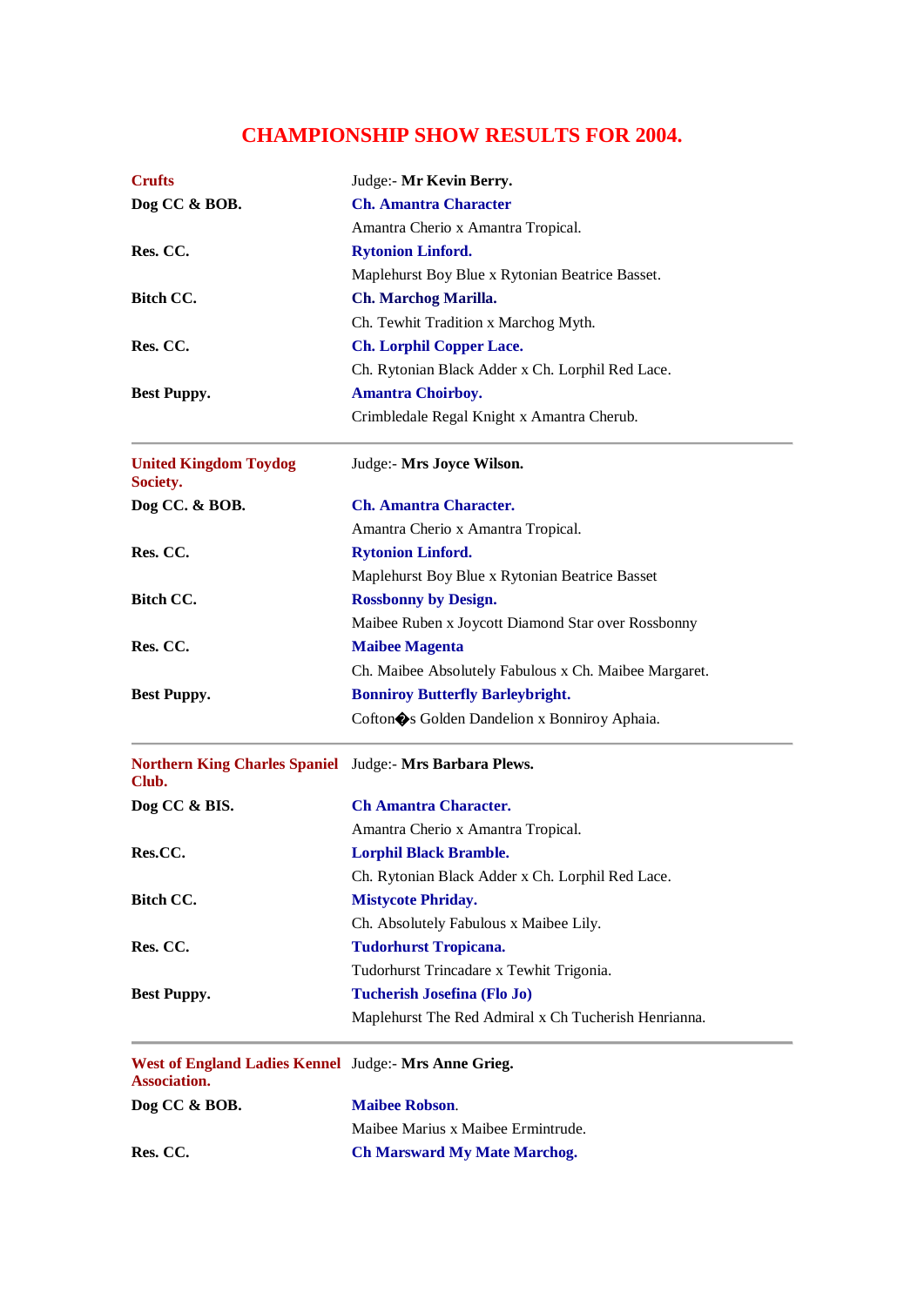# CHAMPIONSHIP SHOW RESULTS FOR 2004.

| **Crufts** | Judge:- **Mr Kevin Berry.** |
|---|---|
| **Dog CC & BOB.** | **Ch. Amantra Character** |
| | Amantra Cherio x Amantra Tropical. |
| **Res. CC.** | **Rytonion Linford.** |
| | Maplehurst Boy Blue x Rytonian Beatrice Basset. |
| **Bitch CC.** | **Ch. Marchog Marilla.** |
| | Ch. Tewhit Tradition x Marchog Myth. |
| **Res. CC.** | **Ch. Lorphil Copper Lace.** |
| | Ch. Rytonian Black Adder x Ch. Lorphil Red Lace. |
| **Best Puppy.** | **Amantra Choirboy.** |
| | Crimbledale Regal Knight x Amantra Cherub. |

---

| **United Kingdom Toydog Society.** | Judge:- **Mrs Joyce Wilson.** |
|---|---|
| **Dog CC. & BOB.** | **Ch. Amantra Character.** |
| | Amantra Cherio x Amantra Tropical. |
| **Res. CC.** | **Rytonion Linford.** |
| | Maplehurst Boy Blue x Rytonian Beatrice Basset |
| **Bitch CC.** | **Rossbonny by Design.** |
| | Maibee Ruben x Joycott Diamond Star over Rossbonny |
| **Res. CC.** | **Maibee Magenta** |
| | Ch. Maibee Absolutely Fabulous x Ch. Maibee Margaret. |
| **Best Puppy.** | **Bonniroy Butterfly Barleybright.** |
| | Cofton�s Golden Dandelion x Bonniroy Aphaia. |

---

| **Northern King Charles Spaniel Club.** | Judge:- **Mrs Barbara Plews.** |
|---|---|
| **Dog CC & BIS.** | **Ch Amantra Character.** |
| | Amantra Cherio x Amantra Tropical. |
| **Res.CC.** | **Lorphil Black Bramble.** |
| | Ch. Rytonian Black Adder x Ch. Lorphil Red Lace. |
| **Bitch CC.** | **Mistycote Phriday.** |
| | Ch. Absolutely Fabulous x Maibee Lily. |
| **Res. CC.** | **Tudorhurst Tropicana.** |
| | Tudorhurst Trincadare x Tewhit Trigonia. |
| **Best Puppy.** | **Tucherish Josefina (Flo Jo)** |
| | Maplehurst The Red Admiral x Ch Tucherish Henrianna. |

---

| **West of England Ladies Kennel Association.** | Judge:- **Mrs Anne Grieg.** |
|---|---|
| **Dog CC & BOB.** | **Maibee Robson**. |
| | Maibee Marius x Maibee Ermintrude. |
| **Res. CC.** | **Ch Marsward My Mate Marchog.** |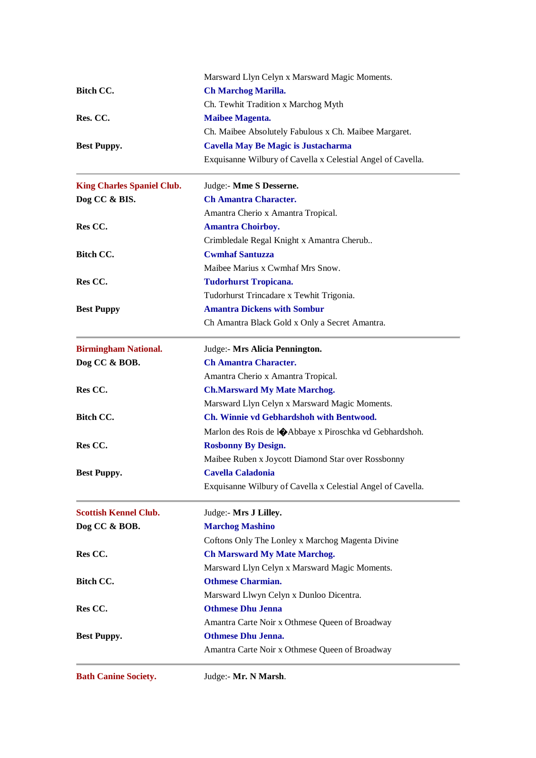| | |
|---|---|
| | Marsward Llyn Celyn x Marsward Magic Moments. |
| **Bitch CC.** | **Ch Marchog Marilla.** |
| | Ch. Tewhit Tradition x Marchog Myth |
| **Res. CC.** | **Maibee Magenta.** |
| | Ch. Maibee Absolutely Fabulous x Ch. Maibee Margaret. |
| **Best Puppy.** | **Cavella May Be Magic is Justacharma** |
| | Exquisanne Wilbury of Cavella x Celestial Angel of Cavella. |

---

| | |
|---|---|
| **King Charles Spaniel Club.** | Judge:- **Mme S Desserne.** |
| **Dog CC & BIS.** | **Ch Amantra Character.** |
| | Amantra Cherio x Amantra Tropical. |
| **Res CC.** | **Amantra Choirboy.** |
| | Crimbledale Regal Knight x Amantra Cherub.. |
| **Bitch CC.** | **Cwmhaf Santuzza** |
| | Maibee Marius x Cwmhaf Mrs Snow. |
| **Res CC.** | **Tudorhurst Tropicana.** |
| | Tudorhurst Trincadare x Tewhit Trigonia. |
| **Best Puppy** | **Amantra Dickens with Sombur** |
| | Ch Amantra Black Gold x Only a Secret Amantra. |

---

| | |
|---|---|
| **Birmingham National.** | Judge:- **Mrs Alicia Pennington.** |
| **Dog CC & BOB.** | **Ch Amantra Character.** |
| | Amantra Cherio x Amantra Tropical. |
| **Res CC.** | **Ch.Marsward My Mate Marchog.** |
| | Marsward Llyn Celyn x Marsward Magic Moments. |
| **Bitch CC.** | **Ch. Winnie vd Gebhardshoh with Bentwood.** |
| | Marlon des Rois de l�Abbaye x Piroschka vd Gebhardshoh. |
| **Res CC.** | **Rosbonny By Design.** |
| | Maibee Ruben x Joycott Diamond Star over Rossbonny |
| **Best Puppy.** | **Cavella Caladonia** |
| | Exquisanne Wilbury of Cavella x Celestial Angel of Cavella. |

---

| | |
|---|---|
| **Scottish Kennel Club.** | Judge:- **Mrs J Lilley.** |
| **Dog CC & BOB.** | **Marchog Mashino** |
| | Coftons Only The Lonley x Marchog Magenta Divine |
| **Res CC.** | **Ch Marsward My Mate Marchog.** |
| | Marsward Llyn Celyn x Marsward Magic Moments. |
| **Bitch CC.** | **Othmese Charmian.** |
| | Marsward Llwyn Celyn x Dunloo Dicentra. |
| **Res CC.** | **Othmese Dhu Jenna** |
| | Amantra Carte Noir x Othmese Queen of Broadway |
| **Best Puppy.** | **Othmese Dhu Jenna.** |
| | Amantra Carte Noir x Othmese Queen of Broadway |

---

| | |
|---|---|
| **Bath Canine Society.** | Judge:- **Mr. N Marsh**. |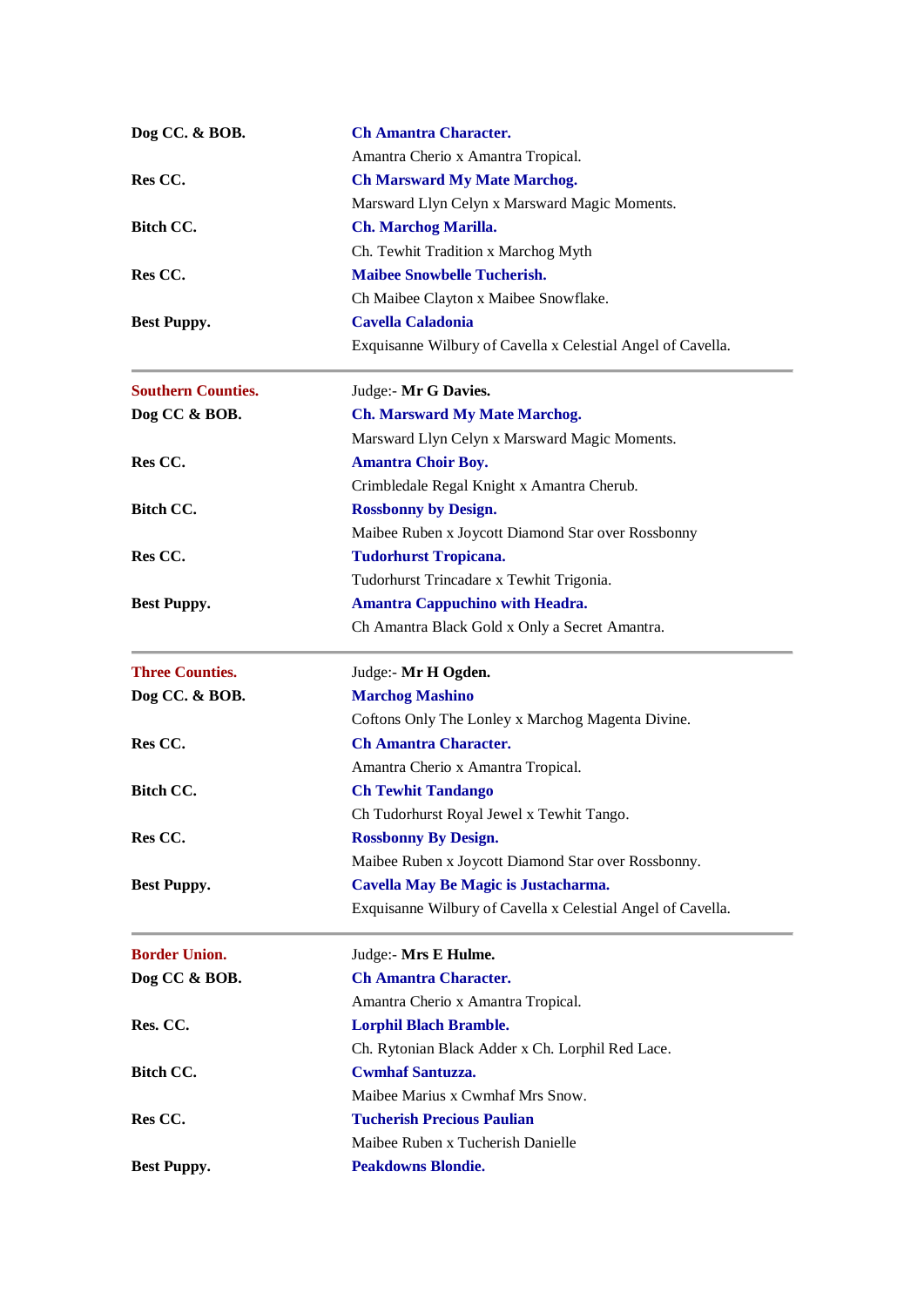| | |
|---|---|
| **Dog CC. & BOB.** | **Ch Amantra Character.** |
| | Amantra Cherio x Amantra Tropical. |
| **Res CC.** | **Ch Marsward My Mate Marchog.** |
| | Marsward Llyn Celyn x Marsward Magic Moments. |
| **Bitch CC.** | **Ch. Marchog Marilla.** |
| | Ch. Tewhit Tradition x Marchog Myth |
| **Res CC.** | **Maibee Snowbelle Tucherish.** |
| | Ch Maibee Clayton x Maibee Snowflake. |
| **Best Puppy.** | **Cavella Caladonia** |
| | Exquisanne Wilbury of Cavella x Celestial Angel of Cavella. |

---

| | |
|---|---|
| **Southern Counties.** | Judge:- **Mr G Davies.** |
| **Dog CC & BOB.** | **Ch. Marsward My Mate Marchog.** |
| | Marsward Llyn Celyn x Marsward Magic Moments. |
| **Res CC.** | **Amantra Choir Boy.** |
| | Crimbledale Regal Knight x Amantra Cherub. |
| **Bitch CC.** | **Rossbonny by Design.** |
| | Maibee Ruben x Joycott Diamond Star over Rossbonny |
| **Res CC.** | **Tudorhurst Tropicana.** |
| | Tudorhurst Trincadare x Tewhit Trigonia. |
| **Best Puppy.** | **Amantra Cappuchino with Headra.** |
| | Ch Amantra Black Gold x Only a Secret Amantra. |

---

| | |
|---|---|
| **Three Counties.** | Judge:- **Mr H Ogden.** |
| **Dog CC. & BOB.** | **Marchog Mashino** |
| | Coftons Only The Lonley x Marchog Magenta Divine. |
| **Res CC.** | **Ch Amantra Character.** |
| | Amantra Cherio x Amantra Tropical. |
| **Bitch CC.** | **Ch Tewhit Tandango** |
| | Ch Tudorhurst Royal Jewel x Tewhit Tango. |
| **Res CC.** | **Rossbonny By Design.** |
| | Maibee Ruben x Joycott Diamond Star over Rossbonny. |
| **Best Puppy.** | **Cavella May Be Magic is Justacharma.** |
| | Exquisanne Wilbury of Cavella x Celestial Angel of Cavella. |

---

| | |
|---|---|
| **Border Union.** | Judge:- **Mrs E Hulme.** |
| **Dog CC & BOB.** | **Ch Amantra Character.** |
| | Amantra Cherio x Amantra Tropical. |
| **Res. CC.** | **Lorphil Blach Bramble.** |
| | Ch. Rytonian Black Adder x Ch. Lorphil Red Lace. |
| **Bitch CC.** | **Cwmhaf Santuzza.** |
| | Maibee Marius x Cwmhaf Mrs Snow. |
| **Res CC.** | **Tucherish Precious Paulian** |
| | Maibee Ruben x Tucherish Danielle |
| **Best Puppy.** | **Peakdowns Blondie.** |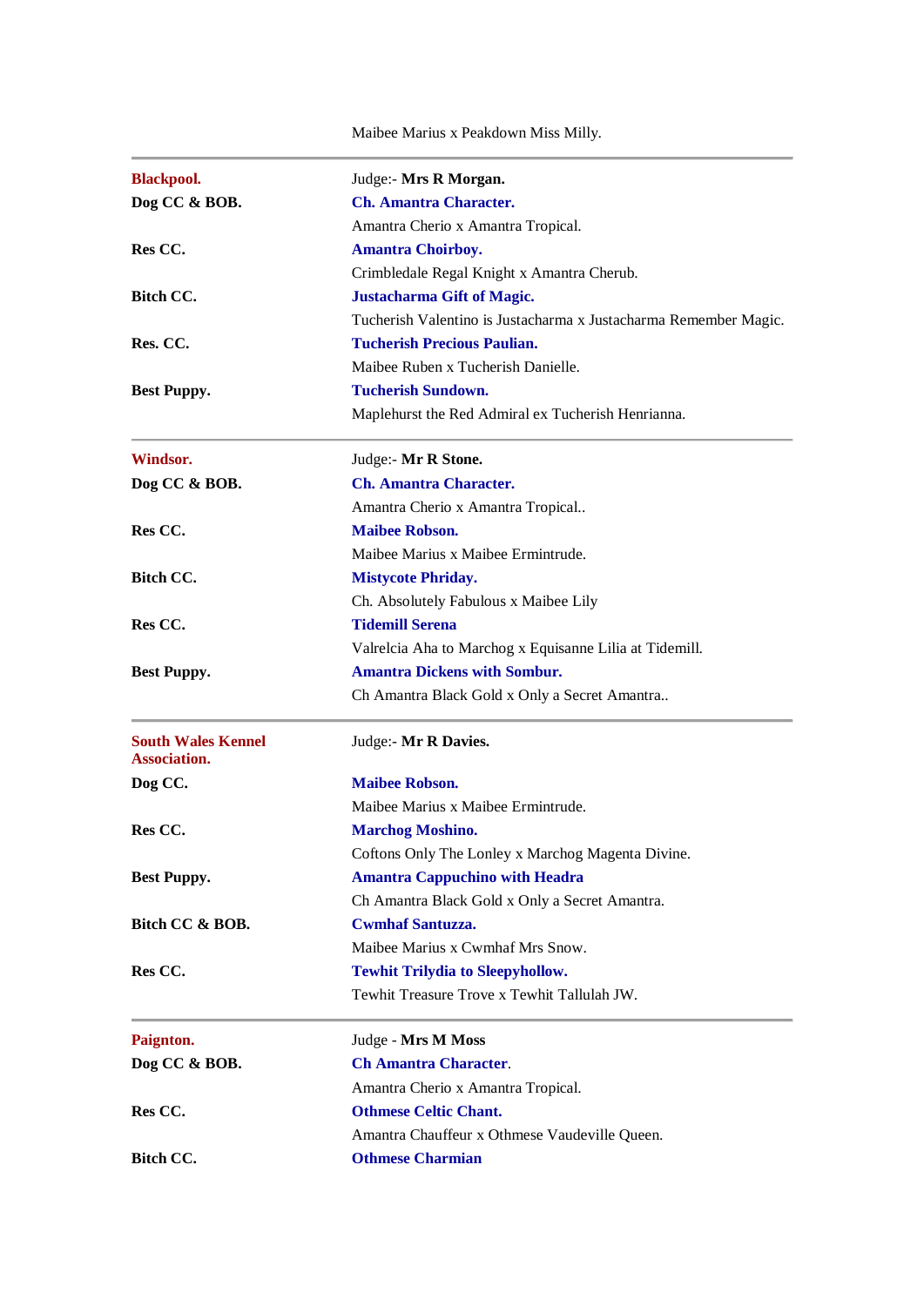| | Maibee Marius x Peakdown Miss Milly. |
|---|---|

| | |
|---|---|
| **Blackpool.** | Judge:- **Mrs R Morgan.** |
| **Dog CC & BOB.** | **Ch. Amantra Character.** |
| | Amantra Cherio x Amantra Tropical. |
| **Res CC.** | **Amantra Choirboy.** |
| | Crimbledale Regal Knight x Amantra Cherub. |
| **Bitch CC.** | **Justacharma Gift of Magic.** |
| | Tucherish Valentino is Justacharma x Justacharma Remember Magic. |
| **Res. CC.** | **Tucherish Precious Paulian.** |
| | Maibee Ruben x Tucherish Danielle. |
| **Best Puppy.** | **Tucherish Sundown.** |
| | Maplehurst the Red Admiral ex Tucherish Henrianna. |

| | |
|---|---|
| **Windsor.** | Judge:- **Mr R Stone.** |
| **Dog CC & BOB.** | **Ch. Amantra Character.** |
| | Amantra Cherio x Amantra Tropical.. |
| **Res CC.** | **Maibee Robson.** |
| | Maibee Marius x Maibee Ermintrude. |
| **Bitch CC.** | **Mistycote Phriday.** |
| | Ch. Absolutely Fabulous x Maibee Lily |
| **Res CC.** | **Tidemill Serena** |
| | Valrelcia Aha to Marchog x Equisanne Lilia at Tidemill. |
| **Best Puppy.** | **Amantra Dickens with Sombur.** |
| | Ch Amantra Black Gold x Only a Secret Amantra.. |

| | |
|---|---|
| **South Wales Kennel Association.** | Judge:- **Mr R Davies.** |
| **Dog CC.** | **Maibee Robson.** |
| | Maibee Marius x Maibee Ermintrude. |
| **Res CC.** | **Marchog Moshino.** |
| | Coftons Only The Lonley x Marchog Magenta Divine. |
| **Best Puppy.** | **Amantra Cappuchino with Headra** |
| | Ch Amantra Black Gold x Only a Secret Amantra. |
| **Bitch CC & BOB.** | **Cwmhaf Santuzza.** |
| | Maibee Marius x Cwmhaf Mrs Snow. |
| **Res CC.** | **Tewhit Trilydia to Sleepyhollow.** |
| | Tewhit Treasure Trove x Tewhit Tallulah JW. |

| | |
|---|---|
| **Paignton.** | Judge - **Mrs M Moss** |
| **Dog CC & BOB.** | **Ch Amantra Character**. |
| | Amantra Cherio x Amantra Tropical. |
| **Res CC.** | **Othmese Celtic Chant.** |
| | Amantra Chauffeur x Othmese Vaudeville Queen. |
| **Bitch CC.** | **Othmese Charmian** |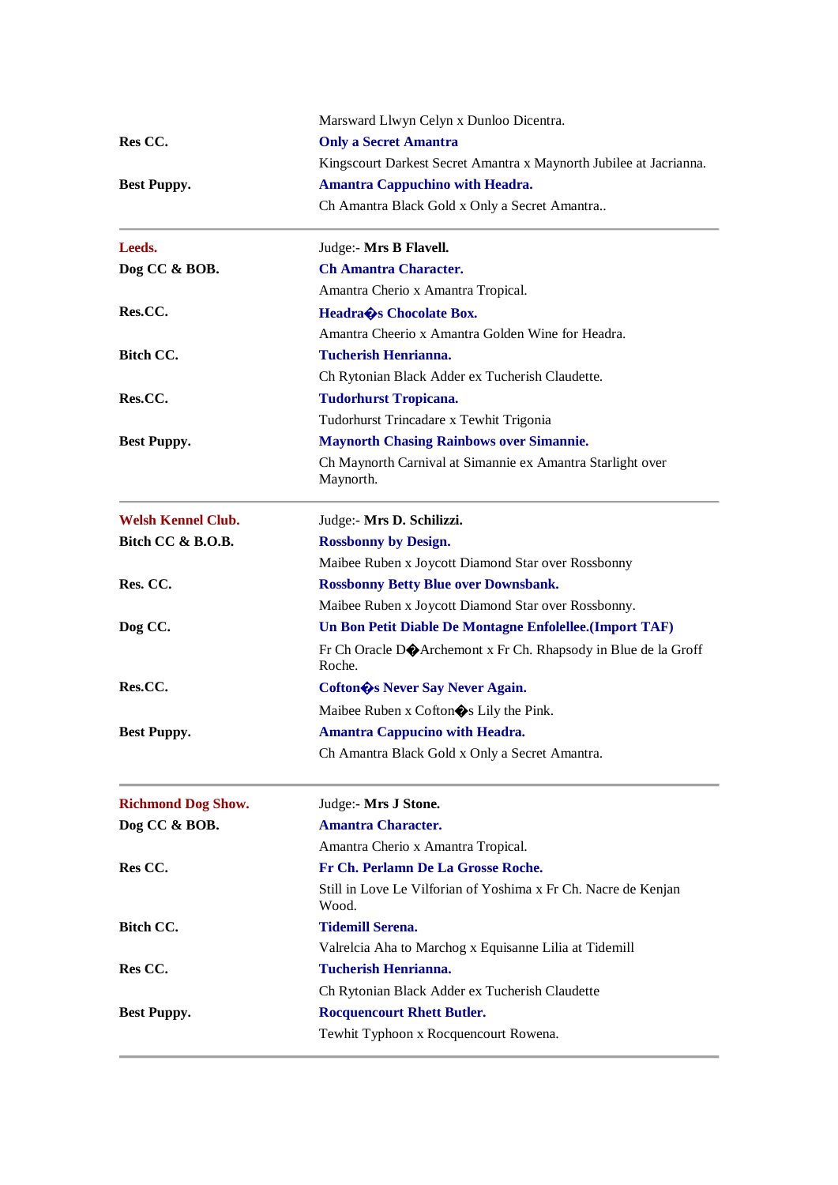| | |
|---|---|
| | Marsward Llwyn Celyn x Dunloo Dicentra. |
| **Res CC.** | **Only a Secret Amantra** |
| | Kingscourt Darkest Secret Amantra x Maynorth Jubilee at Jacrianna. |
| **Best Puppy.** | **Amantra Cappuchino with Headra.** |
| | Ch Amantra Black Gold x Only a Secret Amantra.. |

---

| | |
|---|---|
| **Leeds.** | Judge:- **Mrs B Flavell.** |
| **Dog CC & BOB.** | **Ch Amantra Character.** |
| | Amantra Cherio x Amantra Tropical. |
| **Res.CC.** | **Headra�s Chocolate Box.** |
| | Amantra Cheerio x Amantra Golden Wine for Headra. |
| **Bitch CC.** | **Tucherish Henrianna.** |
| | Ch Rytonian Black Adder ex Tucherish Claudette. |
| **Res.CC.** | **Tudorhurst Tropicana.** |
| | Tudorhurst Trincadare x Tewhit Trigonia |
| **Best Puppy.** | **Maynorth Chasing Rainbows over Simannie.** |
| | Ch Maynorth Carnival at Simannie ex Amantra Starlight over Maynorth. |

---

| | |
|---|---|
| **Welsh Kennel Club.** | Judge:- **Mrs D. Schilizzi.** |
| **Bitch CC & B.O.B.** | **Rossbonny by Design.** |
| | Maibee Ruben x Joycott Diamond Star over Rossbonny |
| **Res. CC.** | **Rossbonny Betty Blue over Downsbank.** |
| | Maibee Ruben x Joycott Diamond Star over Rossbonny. |
| **Dog CC.** | **Un Bon Petit Diable De Montagne Enfolellee.(Import TAF)** |
| | Fr Ch Oracle D�Archemont x Fr Ch. Rhapsody in Blue de la Groff Roche. |
| **Res.CC.** | **Cofton�s Never Say Never Again.** |
| | Maibee Ruben x Cofton�s Lily the Pink. |
| **Best Puppy.** | **Amantra Cappucino with Headra.** |
| | Ch Amantra Black Gold x Only a Secret Amantra. |

---

| | |
|---|---|
| **Richmond Dog Show.** | Judge:- **Mrs J Stone.** |
| **Dog CC & BOB.** | **Amantra Character.** |
| | Amantra Cherio x Amantra Tropical. |
| **Res CC.** | **Fr Ch. Perlamn De La Grosse Roche.** |
| | Still in Love Le Vilforian of Yoshima x Fr Ch. Nacre de Kenjan Wood. |
| **Bitch CC.** | **Tidemill Serena.** |
| | Valrelcia Aha to Marchog x Equisanne Lilia at Tidemill |
| **Res CC.** | **Tucherish Henrianna.** |
| | Ch Rytonian Black Adder ex Tucherish Claudette |
| **Best Puppy.** | **Rocquencourt Rhett Butler.** |
| | Tewhit Typhoon x Rocquencourt Rowena. |

---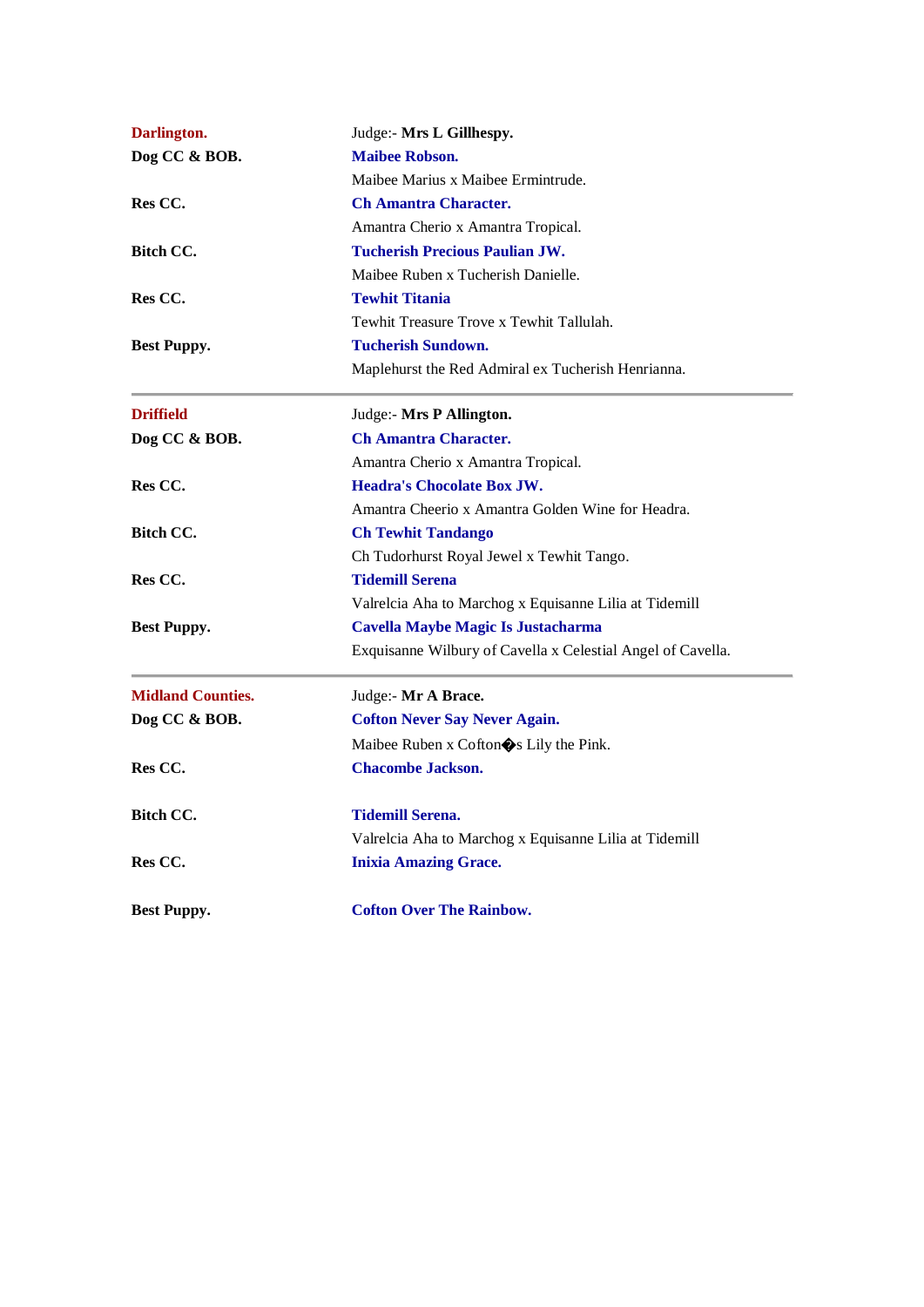| | |
|---|---|
| **Darlington.** | Judge:- **Mrs L Gillhespy.** |
| **Dog CC & BOB.** | **Maibee Robson.** |
| | Maibee Marius x Maibee Ermintrude. |
| **Res CC.** | **Ch Amantra Character.** |
| | Amantra Cherio x Amantra Tropical. |
| **Bitch CC.** | **Tucherish Precious Paulian JW.** |
| | Maibee Ruben x Tucherish Danielle. |
| **Res CC.** | **Tewhit Titania** |
| | Tewhit Treasure Trove x Tewhit Tallulah. |
| **Best Puppy.** | **Tucherish Sundown.** |
| | Maplehurst the Red Admiral ex Tucherish Henrianna. |

---

| | |
|---|---|
| **Driffield** | Judge:- **Mrs P Allington.** |
| **Dog CC & BOB.** | **Ch Amantra Character.** |
| | Amantra Cherio x Amantra Tropical. |
| **Res CC.** | **Headra's Chocolate Box JW.** |
| | Amantra Cheerio x Amantra Golden Wine for Headra. |
| **Bitch CC.** | **Ch Tewhit Tandango** |
| | Ch Tudorhurst Royal Jewel x Tewhit Tango. |
| **Res CC.** | **Tidemill Serena** |
| | Valrelcia Aha to Marchog x Equisanne Lilia at Tidemill |
| **Best Puppy.** | **Cavella Maybe Magic Is Justacharma** |
| | Exquisanne Wilbury of Cavella x Celestial Angel of Cavella. |

---

| | |
|---|---|
| **Midland Counties.** | Judge:- **Mr A Brace.** |
| **Dog CC & BOB.** | **Cofton Never Say Never Again.** |
| | Maibee Ruben x Cofton�s Lily the Pink. |
| **Res CC.** | **Chacombe Jackson.** |
| **Bitch CC.** | **Tidemill Serena.** |
| | Valrelcia Aha to Marchog x Equisanne Lilia at Tidemill |
| **Res CC.** | **Inixia Amazing Grace.** |
| **Best Puppy.** | **Cofton Over The Rainbow.** |